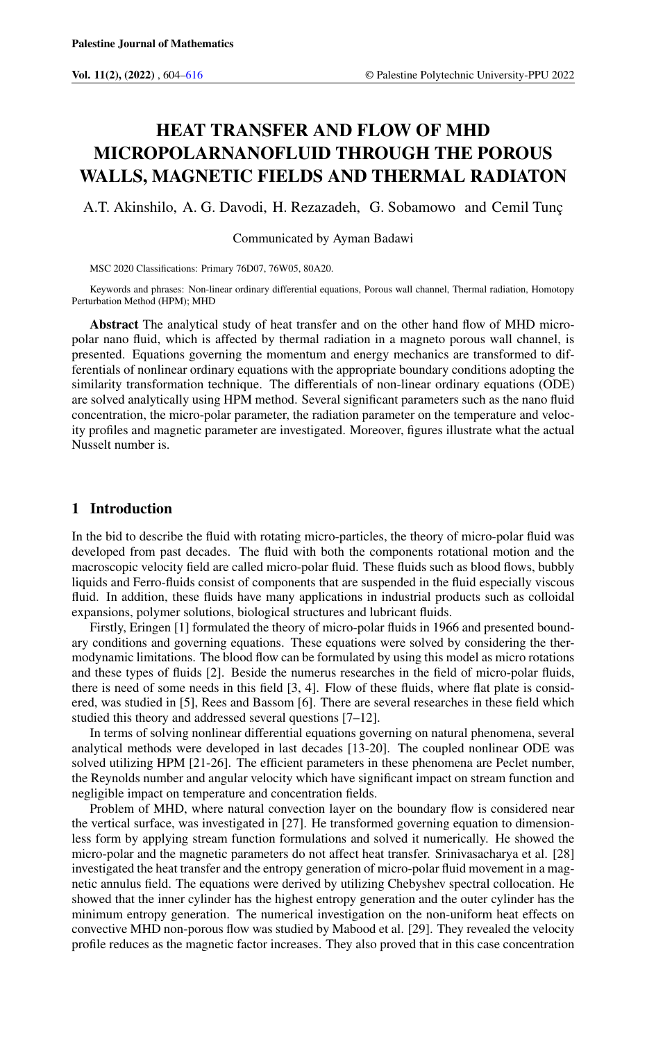# HEAT TRANSFER AND FLOW OF MHD MICROPOLARNANOFLUID THROUGH THE POROUS WALLS, MAGNETIC FIELDS AND THERMAL RADIATON

A.T. Akinshilo, A. G. Davodi, H. Rezazadeh, G. Sobamowo and Cemil Tunç

Communicated by Ayman Badawi

MSC 2020 Classifications: Primary 76D07, 76W05, 80A20.

Keywords and phrases: Non-linear ordinary differential equations, Porous wall channel, Thermal radiation, Homotopy Perturbation Method (HPM); MHD

**Abstract** The analytical study of heat transfer and on the other hand flow of MHD micro-polar nano fluid, which is affected by thermal radiation in a magneto porous wall channel, is presented. Equations governing the momentum and energy mechanics are transformed to differentials of nonlinear ordinary equations with the appropriate boundary conditions adopting the similarity transformation technique. The differentials of non-linear ordinary equations (ODE) are solved analytically using HPM method. Several significant parameters such as the nano fluid concentration, the micro-polar parameter, the radiation parameter on the temperature and velocity profiles and magnetic parameter are investigated. Moreover, figures illustrate what the actual Nusselt number is.

## 1 Introduction

In the bid to describe the fluid with rotating micro-particles, the theory of micro-polar fluid was developed from past decades. The fluid with both the components rotational motion and the macroscopic velocity field are called micro-polar fluid. These fluids such as blood flows, bubbly liquids and Ferro-fluids consist of components that are suspended in the fluid especially viscous fluid. In addition, these fluids have many applications in industrial products such as colloidal expansions, polymer solutions, biological structures and lubricant fluids.

Firstly, Eringen [1] formulated the theory of micro-polar fluids in 1966 and presented boundary conditions and governing equations. These equations were solved by considering the thermodynamic limitations. The blood flow can be formulated by using this model as micro rotations and these types of fluids [2]. Beside the numerus researches in the field of micro-polar fluids, there is need of some needs in this field [3, 4]. Flow of these fluids, where flat plate is considered, was studied in [5], Rees and Bassom [6]. There are several researches in these field which studied this theory and addressed several questions [7–12].

In terms of solving nonlinear differential equations governing on natural phenomena, several analytical methods were developed in last decades [13-20]. The coupled nonlinear ODE was solved utilizing HPM [21-26]. The efficient parameters in these phenomena are Peclet number, the Reynolds number and angular velocity which have significant impact on stream function and negligible impact on temperature and concentration fields.

Problem of MHD, where natural convection layer on the boundary flow is considered near the vertical surface, was investigated in [27]. He transformed governing equation to dimensionless form by applying stream function formulations and solved it numerically. He showed the micro-polar and the magnetic parameters do not affect heat transfer. Srinivasacharya et al. [28] investigated the heat transfer and the entropy generation of micro-polar fluid movement in a magnetic annulus field. The equations were derived by utilizing Chebyshev spectral collocation. He showed that the inner cylinder has the highest entropy generation and the outer cylinder has the minimum entropy generation. The numerical investigation on the non-uniform heat effects on convective MHD non-porous flow was studied by Mabood et al. [29]. They revealed the velocity profile reduces as the magnetic factor increases. They also proved that in this case concentration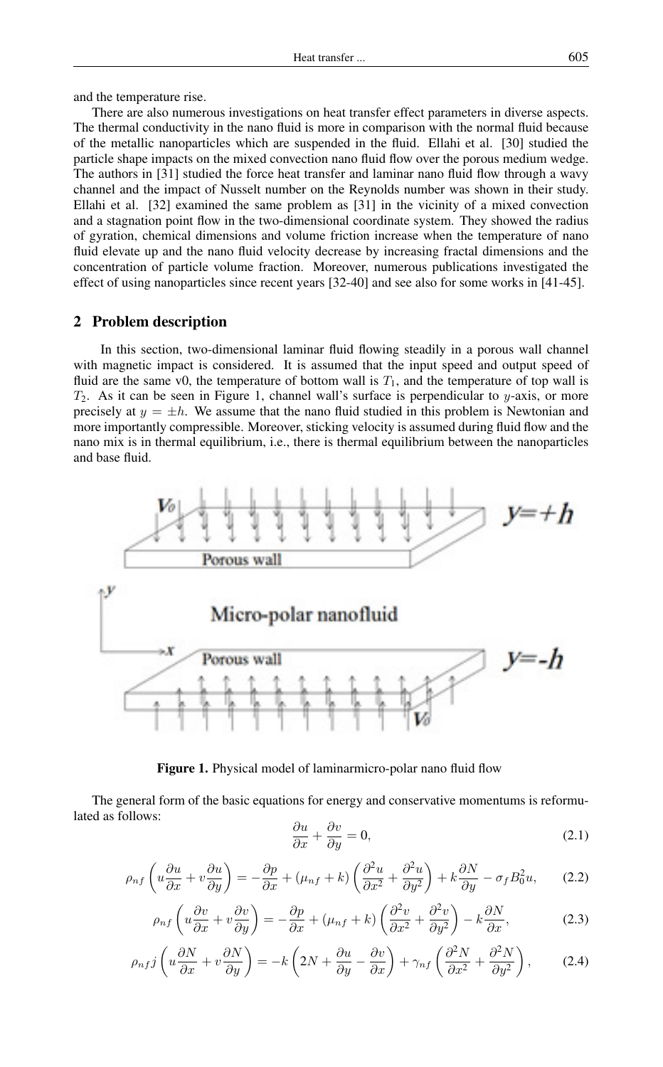and the temperature rise.

There are also numerous investigations on heat transfer effect parameters in diverse aspects. The thermal conductivity in the nano fluid is more in comparison with the normal fluid because of the metallic nanoparticles which are suspended in the fluid. Ellahi et al. [30] studied the particle shape impacts on the mixed convection nano fluid flow over the porous medium wedge. The authors in [31] studied the force heat transfer and laminar nano fluid flow through a wavy channel and the impact of Nusselt number on the Reynolds number was shown in their study. Ellahi et al. [32] examined the same problem as [31] in the vicinity of a mixed convection and a stagnation point flow in the two-dimensional coordinate system. They showed the radius of gyration, chemical dimensions and volume friction increase when the temperature of nano fluid elevate up and the nano fluid velocity decrease by increasing fractal dimensions and the concentration of particle volume fraction. Moreover, numerous publications investigated the effect of using nanoparticles since recent years [32-40] and see also for some works in [41-45].

## 2 Problem description

In this section, two-dimensional laminar fluid flowing steadily in a porous wall channel with magnetic impact is considered. It is assumed that the input speed and output speed of fluid are the same v0, the temperature of bottom wall is $T_1$, and the temperature of top wall is $T_2$. As it can be seen in Figure 1, channel wall's surface is perpendicular to $y$-axis, or more precisely at $y = \pm h$. We assume that the nano fluid studied in this problem is Newtonian and more importantly compressible. Moreover, sticking velocity is assumed during fluid flow and the nano mix is in thermal equilibrium, i.e., there is thermal equilibrium between the nanoparticles and base fluid.

**Figure 1.** Physical model of laminarmicro-polar nano fluid flow

The general form of the basic equations for energy and conservative momentums is reformulated as follows:

$$\frac{\partial u}{\partial x} + \frac{\partial v}{\partial y} = 0, \tag{2.1}$$

$$\rho_{nf}\left(u\frac{\partial u}{\partial x} + v\frac{\partial u}{\partial y}\right) = -\frac{\partial p}{\partial x} + (\mu_{nf} + k)\left(\frac{\partial^2 u}{\partial x^2} + \frac{\partial^2 u}{\partial y^2}\right) + k\frac{\partial N}{\partial y} - \sigma_f B_0^2 u, \tag{2.2}$$

$$\rho_{nf}\left(u\frac{\partial v}{\partial x} + v\frac{\partial v}{\partial y}\right) = -\frac{\partial p}{\partial x} + (\mu_{nf} + k)\left(\frac{\partial^2 v}{\partial x^2} + \frac{\partial^2 v}{\partial y^2}\right) - k\frac{\partial N}{\partial x}, \tag{2.3}$$

$$\rho_{nf} j\left(u\frac{\partial N}{\partial x} + v\frac{\partial N}{\partial y}\right) = -k\left(2N + \frac{\partial u}{\partial y} - \frac{\partial v}{\partial x}\right) + \gamma_{nf}\left(\frac{\partial^2 N}{\partial x^2} + \frac{\partial^2 N}{\partial y^2}\right), \tag{2.4}$$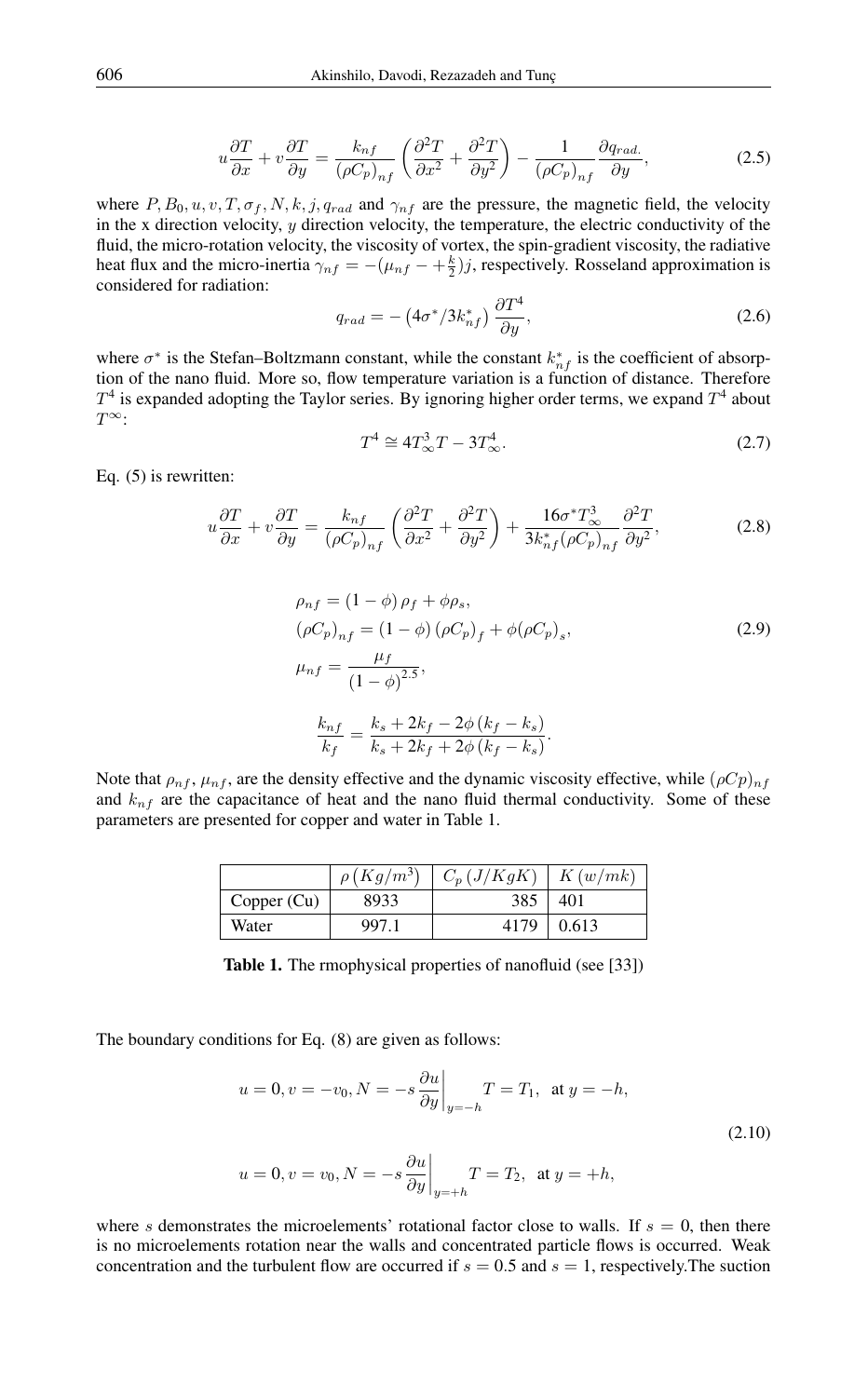$$u\frac{\partial T}{\partial x} + v\frac{\partial T}{\partial y} = \frac{k_{nf}}{(\rho C_p)_{nf}}\left(\frac{\partial^2 T}{\partial x^2} + \frac{\partial^2 T}{\partial y^2}\right) - \frac{1}{(\rho C_p)_{nf}}\frac{\partial q_{rad.}}{\partial y}, \tag{2.5}$$

where $P, B_0, u, v, T, \sigma_f, N, k, j, q_{rad}$ and $\gamma_{nf}$ are the pressure, the magnetic field, the velocity in the x direction velocity, $y$ direction velocity, the temperature, the electric conductivity of the fluid, the micro-rotation velocity, the viscosity of vortex, the spin-gradient viscosity, the radiative heat flux and the micro-inertia $\gamma_{nf} = -(\mu_{nf} - +\frac{k}{2})j$, respectively. Rosseland approximation is considered for radiation:

$$q_{rad} = -\left(4\sigma^*/3k^*_{nf}\right)\frac{\partial T^4}{\partial y}, \tag{2.6}$$

where $\sigma^*$ is the Stefan–Boltzmann constant, while the constant $k^*_{nf}$ is the coefficient of absorption of the nano fluid. More so, flow temperature variation is a function of distance. Therefore $T^4$ is expanded adopting the Taylor series. By ignoring higher order terms, we expand $T^4$ about $T^\infty$:

$$T^4 \cong 4T^3_\infty T - 3T^4_\infty. \tag{2.7}$$

Eq. (5) is rewritten:

$$u\frac{\partial T}{\partial x} + v\frac{\partial T}{\partial y} = \frac{k_{nf}}{(\rho C_p)_{nf}}\left(\frac{\partial^2 T}{\partial x^2} + \frac{\partial^2 T}{\partial y^2}\right) + \frac{16\sigma^* T^3_\infty}{3k^*_{nf}(\rho C_p)_{nf}}\frac{\partial^2 T}{\partial y^2}, \tag{2.8}$$

$$\begin{aligned}
&\rho_{nf} = (1-\phi)\rho_f + \phi\rho_s,\\
&(\rho C_p)_{nf} = (1-\phi)(\rho C_p)_f + \phi(\rho C_p)_s,\\
&\mu_{nf} = \frac{\mu_f}{(1-\phi)^{2.5}},\\
&\frac{k_{nf}}{k_f} = \frac{k_s + 2k_f - 2\phi(k_f - k_s)}{k_s + 2k_f + 2\phi(k_f - k_s)}.
\end{aligned} \tag{2.9}$$

Note that $\rho_{nf}$, $\mu_{nf}$, are the density effective and the dynamic viscosity effective, while $(\rho Cp)_{nf}$ and $k_{nf}$ are the capacitance of heat and the nano fluid thermal conductivity. Some of these parameters are presented for copper and water in Table 1.

| | $\rho\,(Kg/m^3)$ | $C_p\,(J/KgK)$ | $K\,(w/mk)$ |
|---|---|---|---|
| Copper (Cu) | 8933 | 385 | 401 |
| Water | 997.1 | 4179 | 0.613 |

**Table 1.** The rmophysical properties of nanofluid (see [33])

The boundary conditions for Eq. (8) are given as follows:

$$\begin{aligned}
&u = 0, v = -v_0, N = -s\left.\frac{\partial u}{\partial y}\right|_{y=-h} T = T_1, \text{ at } y = -h,\\
&u = 0, v = v_0, N = -s\left.\frac{\partial u}{\partial y}\right|_{y=+h} T = T_2, \text{ at } y = +h,
\end{aligned} \tag{2.10}$$

where $s$ demonstrates the microelements' rotational factor close to walls. If $s = 0$, then there is no microelements rotation near the walls and concentrated particle flows is occurred. Weak concentration and the turbulent flow are occurred if $s = 0.5$ and $s = 1$, respectively.The suction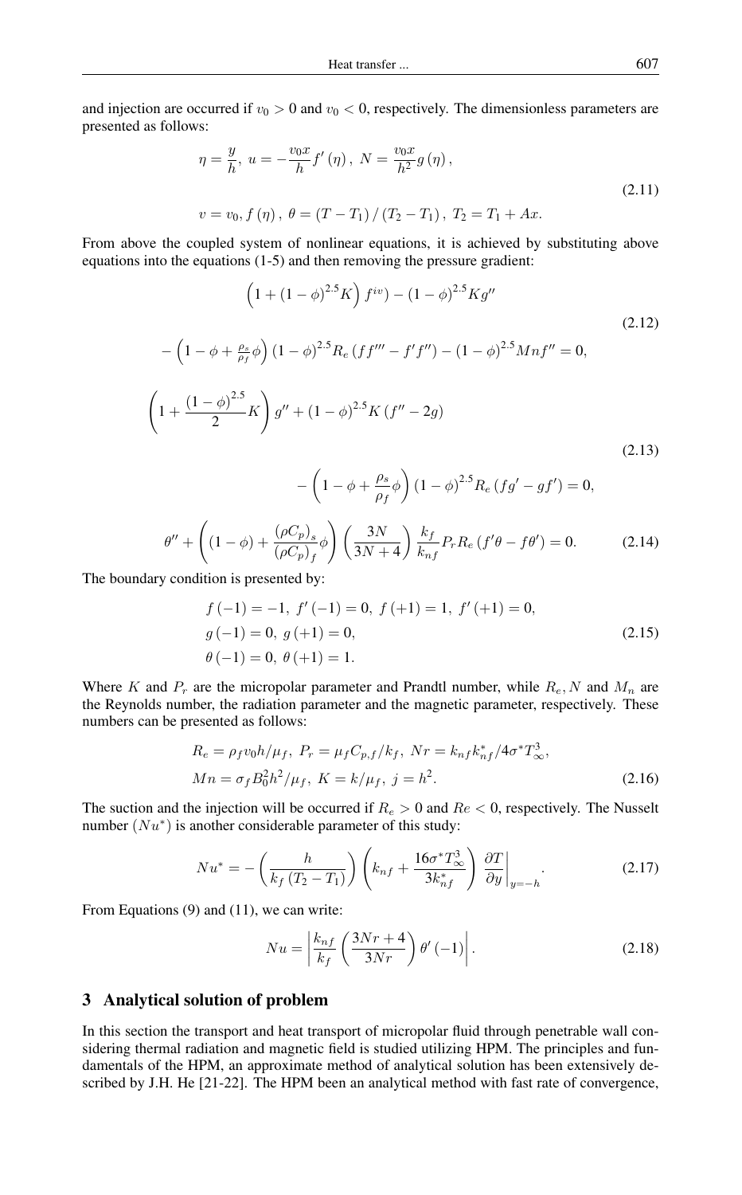and injection are occurred if $v_0 > 0$ and $v_0 < 0$, respectively. The dimensionless parameters are presented as follows:

$$
\begin{aligned}
&\eta = \frac{y}{h},\ u = -\frac{v_0 x}{h} f'(\eta),\ N = \frac{v_0 x}{h^2} g(\eta),\\
&v = v_0, f(\eta),\ \theta = (T - T_1)/(T_2 - T_1),\ T_2 = T_1 + Ax.
\end{aligned}
\tag{2.11}
$$

From above the coupled system of nonlinear equations, it is achieved by substituting above equations into the equations (1-5) and then removing the pressure gradient:

$$
\begin{aligned}
&\left(1 + (1-\phi)^{2.5} K\right) f^{iv}) - (1-\phi)^{2.5} K g''\\
&- \left(1 - \phi + \tfrac{\rho_s}{\rho_f}\phi\right)(1-\phi)^{2.5} R_e \left(f f''' - f' f''\right) - (1-\phi)^{2.5} Mn f'' = 0,
\end{aligned}
\tag{2.12}
$$

$$
\begin{aligned}
&\left(1 + \frac{(1-\phi)^{2.5}}{2} K\right) g'' + (1-\phi)^{2.5} K \left(f'' - 2g\right)\\
&\qquad - \left(1 - \phi + \frac{\rho_s}{\rho_f}\phi\right)(1-\phi)^{2.5} R_e \left(f g' - g f'\right) = 0,
\end{aligned}
\tag{2.13}
$$

$$
\theta'' + \left((1-\phi) + \frac{(\rho C_p)_s}{(\rho C_p)_f}\phi\right)\left(\frac{3N}{3N+4}\right)\frac{k_f}{k_{nf}} P_r R_e \left(f'\theta - f\theta'\right) = 0. \tag{2.14}
$$

The boundary condition is presented by:

$$
\begin{aligned}
&f(-1) = -1,\ f'(-1) = 0,\ f(+1) = 1,\ f'(+1) = 0,\\
&g(-1) = 0,\ g(+1) = 0,\\
&\theta(-1) = 0,\ \theta(+1) = 1.
\end{aligned}
\tag{2.15}
$$

Where $K$ and $P_r$ are the micropolar parameter and Prandtl number, while $R_e, N$ and $M_n$ are the Reynolds number, the radiation parameter and the magnetic parameter, respectively. These numbers can be presented as follows:

$$
\begin{aligned}
&R_e = \rho_f v_0 h/\mu_f,\ P_r = \mu_f C_{p,f}/k_f,\ Nr = k_{nf} k^*_{nf}/4\sigma^* T^3_\infty,\\
&Mn = \sigma_f B_0^2 h^2/\mu_f,\ K = k/\mu_f,\ j = h^2.
\end{aligned}
\tag{2.16}
$$

The suction and the injection will be occurred if $R_e > 0$ and $Re < 0$, respectively. The Nusselt number $(Nu^*)$ is another considerable parameter of this study:

$$
Nu^* = -\left(\frac{h}{k_f (T_2 - T_1)}\right)\left(k_{nf} + \frac{16\sigma^* T^3_\infty}{3k^*_{nf}}\right)\left.\frac{\partial T}{\partial y}\right|_{y=-h}. \tag{2.17}
$$

From Equations (9) and (11), we can write:

$$
Nu = \left|\frac{k_{nf}}{k_f}\left(\frac{3Nr+4}{3Nr}\right)\theta'(-1)\right|. \tag{2.18}
$$

## 3 Analytical solution of problem

In this section the transport and heat transport of micropolar fluid through penetrable wall considering thermal radiation and magnetic field is studied utilizing HPM. The principles and fundamentals of the HPM, an approximate method of analytical solution has been extensively described by J.H. He [21-22]. The HPM been an analytical method with fast rate of convergence,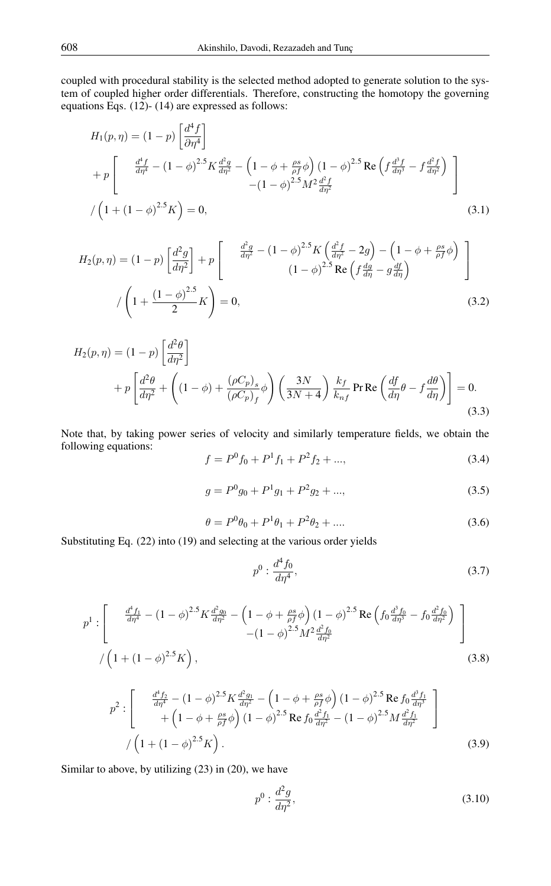coupled with procedural stability is the selected method adopted to generate solution to the system of coupled higher order differentials. Therefore, constructing the homotopy the governing equations Eqs. (12)- (14) are expressed as follows:

$$
\begin{aligned}
H_1(p,\eta) &= (1-p)\left[\frac{d^4 f}{\partial \eta^4}\right] \\
&+ p\left[\begin{array}{c} \frac{d^4 f}{d\eta^4} - (1-\phi)^{2.5} K \frac{d^2 g}{d\eta^2} - \left(1-\phi+\frac{\rho s}{\rho f}\phi\right)(1-\phi)^{2.5}\operatorname{Re}\left(f\frac{d^3 f}{d\eta^3} - f\frac{d^2 f}{d\eta^2}\right) \\ -(1-\phi)^{2.5} M^2 \frac{d^2 f}{d\eta^2} \end{array}\right] \\
&/\left(1+(1-\phi)^{2.5}K\right) = 0,
\end{aligned}
\tag{3.1}
$$

$$
\begin{aligned}
H_2(p,\eta) &= (1-p)\left[\frac{d^2 g}{d\eta^2}\right] + p\left[\begin{array}{c} \frac{d^2 g}{d\eta^2} - (1-\phi)^{2.5} K\left(\frac{d^2 f}{d\eta^2} - 2g\right) - \left(1-\phi+\frac{\rho s}{\rho f}\phi\right) \\ (1-\phi)^{2.5}\operatorname{Re}\left(f\frac{dg}{d\eta} - g\frac{df}{d\eta}\right) \end{array}\right] \\
&/\left(1+\frac{(1-\phi)^{2.5}}{2}K\right) = 0,
\end{aligned}
\tag{3.2}
$$

$$
\begin{aligned}
H_2(p,\eta) &= (1-p)\left[\frac{d^2 \theta}{d\eta^2}\right] \\
&+ p\left[\frac{d^2\theta}{d\eta^2} + \left((1-\phi) + \frac{(\rho C_p)_s}{(\rho C_p)_f}\phi\right)\left(\frac{3N}{3N+4}\right)\frac{k_f}{k_{nf}}\operatorname{Pr}\operatorname{Re}\left(\frac{df}{d\eta}\theta - f\frac{d\theta}{d\eta}\right)\right] = 0.
\end{aligned}
\tag{3.3}
$$

Note that, by taking power series of velocity and similarly temperature fields, we obtain the following equations:

$$
f = P^0 f_0 + P^1 f_1 + P^2 f_2 + ..., \tag{3.4}
$$

$$
g = P^0 g_0 + P^1 g_1 + P^2 g_2 + ..., \tag{3.5}
$$

$$
\theta = P^0 \theta_0 + P^1 \theta_1 + P^2 \theta_2 + .... \tag{3.6}
$$

Substituting Eq. (22) into (19) and selecting at the various order yields

$$
p^0 : \frac{d^4 f_0}{d\eta^4}, \tag{3.7}
$$

$$
\begin{aligned}
p^1 &: \left[\begin{array}{c} \frac{d^4 f_1}{d\eta^4} - (1-\phi)^{2.5} K \frac{d^2 g_0}{d\eta^2} - \left(1-\phi+\frac{\rho s}{\rho f}\phi\right)(1-\phi)^{2.5}\operatorname{Re}\left(f_0\frac{d^3 f_0}{d\eta^3} - f_0\frac{d^2 f_0}{d\eta^2}\right) \\ -(1-\phi)^{2.5} M^2 \frac{d^2 f_0}{d\eta^2} \end{array}\right] \\
&/\left(1+(1-\phi)^{2.5}K\right),
\end{aligned}
\tag{3.8}
$$

$$
\begin{aligned}
p^2 &: \left[\begin{array}{c} \frac{d^4 f_2}{d\eta^4} - (1-\phi)^{2.5} K \frac{d^2 g_1}{d\eta^2} - \left(1-\phi+\frac{\rho s}{\rho f}\phi\right)(1-\phi)^{2.5}\operatorname{Re} f_0\frac{d^3 f_1}{d\eta^3} \\ + \left(1-\phi+\frac{\rho s}{\rho f}\phi\right)(1-\phi)^{2.5}\operatorname{Re} f_0\frac{d^2 f_1}{d\eta^2} - (1-\phi)^{2.5} M \frac{d^2 f_1}{d\eta^2} \end{array}\right] \\
&/\left(1+(1-\phi)^{2.5}K\right).
\end{aligned}
\tag{3.9}
$$

Similar to above, by utilizing (23) in (20), we have

$$
p^0 : \frac{d^2 g}{d\eta^2}, \tag{3.10}
$$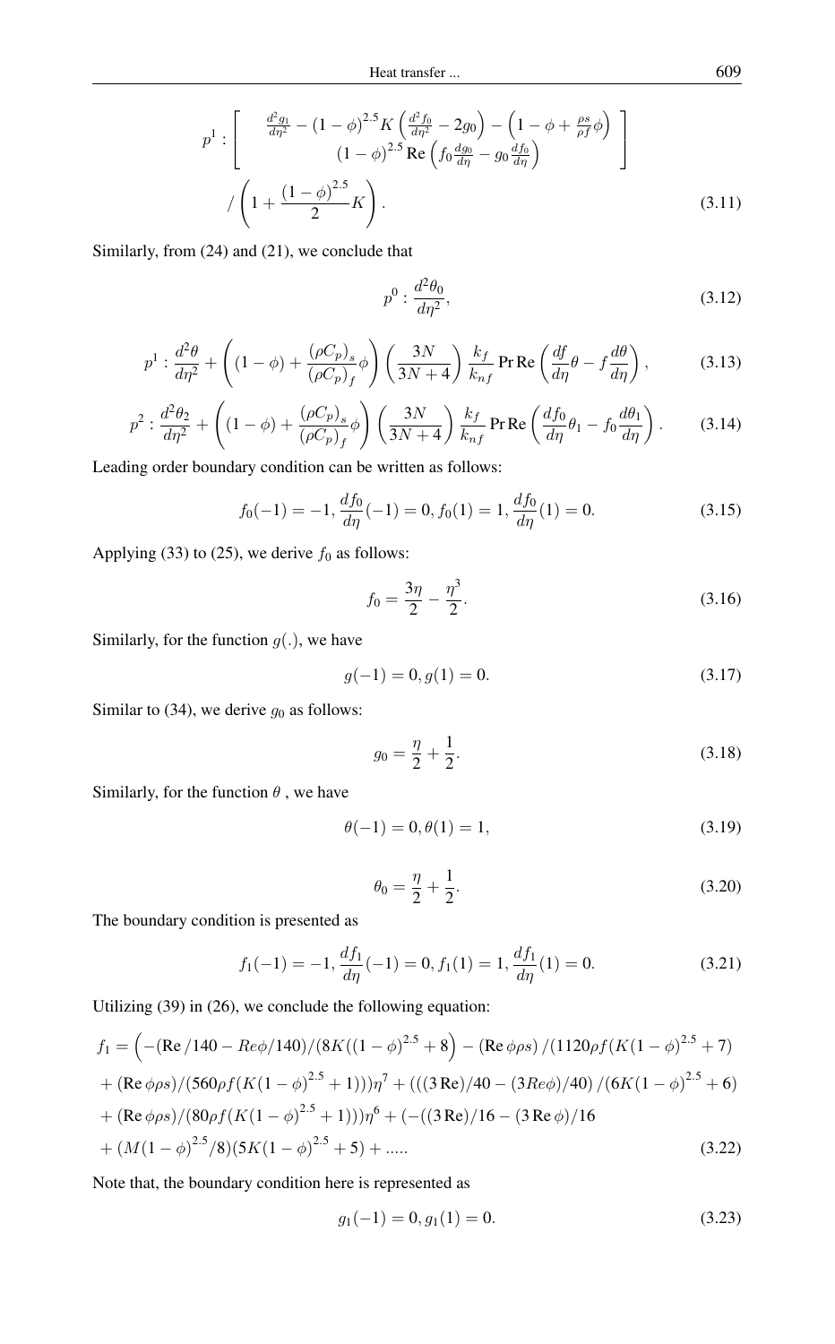$$p^1 : \left[ \begin{array}{c} \frac{d^2 g_1}{d\eta^2} - (1-\phi)^{2.5} K \left( \frac{d^2 f_0}{d\eta^2} - 2g_0 \right) - \left( 1 - \phi + \frac{\rho s}{\rho f} \phi \right) \\ (1-\phi)^{2.5} \operatorname{Re} \left( f_0 \frac{dg_0}{d\eta} - g_0 \frac{df_0}{d\eta} \right) \end{array} \right] \Big/ \left( 1 + \frac{(1-\phi)^{2.5}}{2} K \right). \tag{3.11}$$

Similarly, from (24) and (21), we conclude that

$$p^0 : \frac{d^2\theta_0}{d\eta^2}, \tag{3.12}$$

$$p^1 : \frac{d^2\theta}{d\eta^2} + \left( (1-\phi) + \frac{(\rho C_p)_s}{(\rho C_p)_f} \phi \right) \left( \frac{3N}{3N+4} \right) \frac{k_f}{k_{nf}} \Pr \operatorname{Re} \left( \frac{df}{d\eta} \theta - f \frac{d\theta}{d\eta} \right), \tag{3.13}$$

$$p^2 : \frac{d^2\theta_2}{d\eta^2} + \left( (1-\phi) + \frac{(\rho C_p)_s}{(\rho C_p)_f} \phi \right) \left( \frac{3N}{3N+4} \right) \frac{k_f}{k_{nf}} \Pr \operatorname{Re} \left( \frac{df_0}{d\eta} \theta_1 - f_0 \frac{d\theta_1}{d\eta} \right). \tag{3.14}$$

Leading order boundary condition can be written as follows:

$$f_0(-1) = -1, \frac{df_0}{d\eta}(-1) = 0, f_0(1) = 1, \frac{df_0}{d\eta}(1) = 0. \tag{3.15}$$

Applying (33) to (25), we derive $f_0$ as follows:

$$f_0 = \frac{3\eta}{2} - \frac{\eta^3}{2}. \tag{3.16}$$

Similarly, for the function $g(.)$, we have

$$g(-1) = 0, g(1) = 0. \tag{3.17}$$

Similar to (34), we derive $g_0$ as follows:

$$g_0 = \frac{\eta}{2} + \frac{1}{2}. \tag{3.18}$$

Similarly, for the function $\theta$ , we have

$$\theta(-1) = 0, \theta(1) = 1, \tag{3.19}$$

$$\theta_0 = \frac{\eta}{2} + \frac{1}{2}. \tag{3.20}$$

The boundary condition is presented as

$$f_1(-1) = -1, \frac{df_1}{d\eta}(-1) = 0, f_1(1) = 1, \frac{df_1}{d\eta}(1) = 0. \tag{3.21}$$

Utilizing (39) in (26), we conclude the following equation:

$$\begin{aligned} f_1 = & \left( -(\operatorname{Re}/140 - Re\phi/140)/(8K((1-\phi)^{2.5}+8\right) - (\operatorname{Re}\phi\rho s)/(1120\rho f(K(1-\phi)^{2.5}+7) \\ & + (\operatorname{Re}\phi\rho s)/(560\rho f(K(1-\phi)^{2.5}+1)))\eta^7 + (((3\operatorname{Re})/40 - (3Re\phi)/40)/(6K(1-\phi)^{2.5}+6) \\ & + (\operatorname{Re}\phi\rho s)/(80\rho f(K(1-\phi)^{2.5}+1)))\eta^6 + (-((3\operatorname{Re})/16 - (3\operatorname{Re}\phi)/16 \\ & + (M(1-\phi)^{2.5}/8)(5K(1-\phi)^{2.5}+5) + \ldots.. \end{aligned} \tag{3.22}$$

Note that, the boundary condition here is represented as

$$g_1(-1) = 0, g_1(1) = 0. \tag{3.23}$$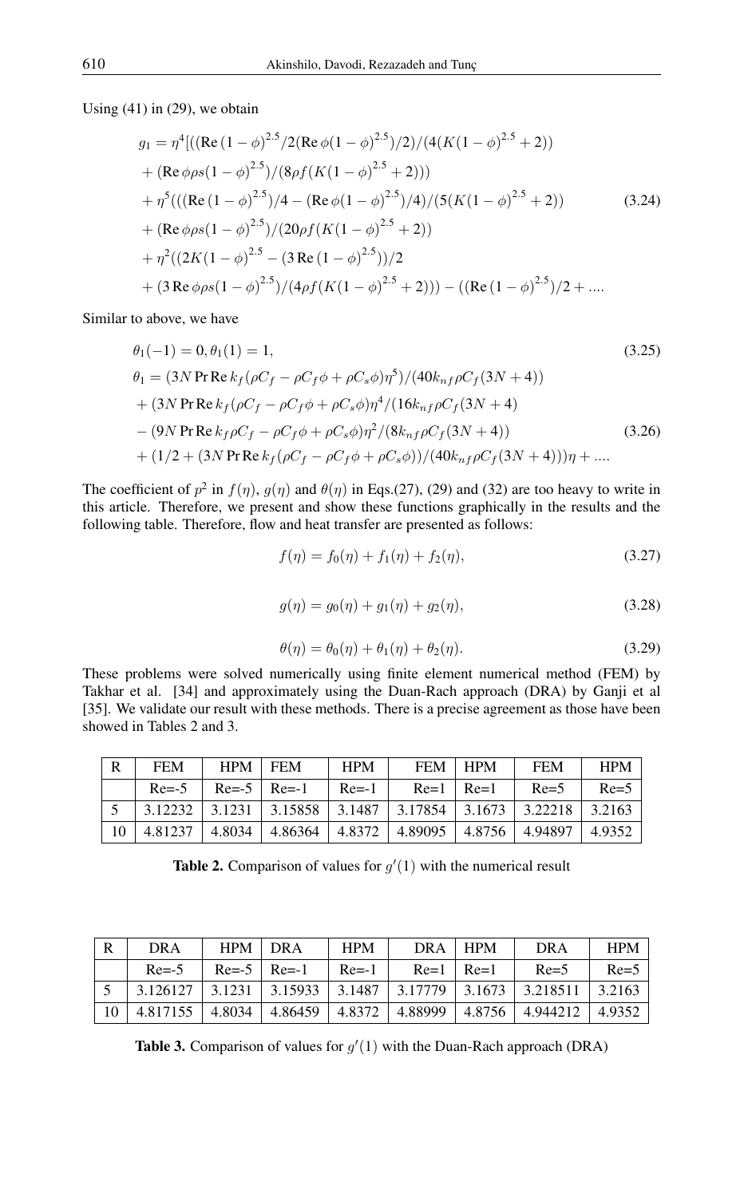Using (41) in (29), we obtain

$$
\begin{aligned}
g_1 &= \eta^4[((\operatorname{Re}(1-\phi)^{2.5}/2(\operatorname{Re}\phi(1-\phi)^{2.5})/2)/(4(K(1-\phi)^{2.5}+2)) \\
&+ (\operatorname{Re}\phi\rho s(1-\phi)^{2.5})/(8\rho f(K(1-\phi)^{2.5}+2))) \\
&+ \eta^5(((\operatorname{Re}(1-\phi)^{2.5})/4 - (\operatorname{Re}\phi(1-\phi)^{2.5})/4)/(5(K(1-\phi)^{2.5}+2)) \\
&+ (\operatorname{Re}\phi\rho s(1-\phi)^{2.5})/(20\rho f(K(1-\phi)^{2.5}+2)) \\
&+ \eta^2((2K(1-\phi)^{2.5} - (3\operatorname{Re}(1-\phi)^{2.5}))/2 \\
&+ (3\operatorname{Re}\phi\rho s(1-\phi)^{2.5})/(4\rho f(K(1-\phi)^{2.5}+2))) - ((\operatorname{Re}(1-\phi)^{2.5})/2 + \ldots.
\end{aligned} \tag{3.24}
$$

Similar to above, we have

$$
\theta_1(-1) = 0, \theta_1(1) = 1, \tag{3.25}
$$

$$
\begin{aligned}
\theta_1 &= (3N\Pr\operatorname{Re}k_f(\rho C_f - \rho C_f\phi + \rho C_s\phi)\eta^5)/(40k_{nf}\rho C_f(3N+4)) \\
&+ (3N\Pr\operatorname{Re}k_f(\rho C_f - \rho C_f\phi + \rho C_s\phi)\eta^4/(16k_{nf}\rho C_f(3N+4) \\
&- (9N\Pr\operatorname{Re}k_f\rho C_f - \rho C_f\phi + \rho C_s\phi)\eta^2/(8k_{nf}\rho C_f(3N+4)) \\
&+ (1/2 + (3N\Pr\operatorname{Re}k_f(\rho C_f - \rho C_f\phi + \rho C_s\phi))/(40k_{nf}\rho C_f(3N+4)))\eta + \ldots.
\end{aligned} \tag{3.26}
$$

The coefficient of $p^2$ in $f(\eta)$, $g(\eta)$ and $\theta(\eta)$ in Eqs.(27), (29) and (32) are too heavy to write in this article. Therefore, we present and show these functions graphically in the results and the following table. Therefore, flow and heat transfer are presented as follows:

$$
f(\eta) = f_0(\eta) + f_1(\eta) + f_2(\eta), \tag{3.27}
$$

$$
g(\eta) = g_0(\eta) + g_1(\eta) + g_2(\eta), \tag{3.28}
$$

$$
\theta(\eta) = \theta_0(\eta) + \theta_1(\eta) + \theta_2(\eta). \tag{3.29}
$$

These problems were solved numerically using finite element numerical method (FEM) by Takhar et al. [34] and approximately using the Duan-Rach approach (DRA) by Ganji et al [35]. We validate our result with these methods. There is a precise agreement as those have been showed in Tables 2 and 3.

| R | FEM | HPM | FEM | HPM | FEM | HPM | FEM | HPM |
|---|---|---|---|---|---|---|---|---|
| | Re=-5 | Re=-5 | Re=-1 | Re=-1 | Re=1 | Re=1 | Re=5 | Re=5 |
| 5 | 3.12232 | 3.1231 | 3.15858 | 3.1487 | 3.17854 | 3.1673 | 3.22218 | 3.2163 |
| 10 | 4.81237 | 4.8034 | 4.86364 | 4.8372 | 4.89095 | 4.8756 | 4.94897 | 4.9352 |

**Table 2.** Comparison of values for $g'(1)$ with the numerical result

| R | DRA | HPM | DRA | HPM | DRA | HPM | DRA | HPM |
|---|---|---|---|---|---|---|---|---|
| | Re=-5 | Re=-5 | Re=-1 | Re=-1 | Re=1 | Re=1 | Re=5 | Re=5 |
| 5 | 3.126127 | 3.1231 | 3.15933 | 3.1487 | 3.17779 | 3.1673 | 3.218511 | 3.2163 |
| 10 | 4.817155 | 4.8034 | 4.86459 | 4.8372 | 4.88999 | 4.8756 | 4.944212 | 4.9352 |

**Table 3.** Comparison of values for $g'(1)$ with the Duan-Rach approach (DRA)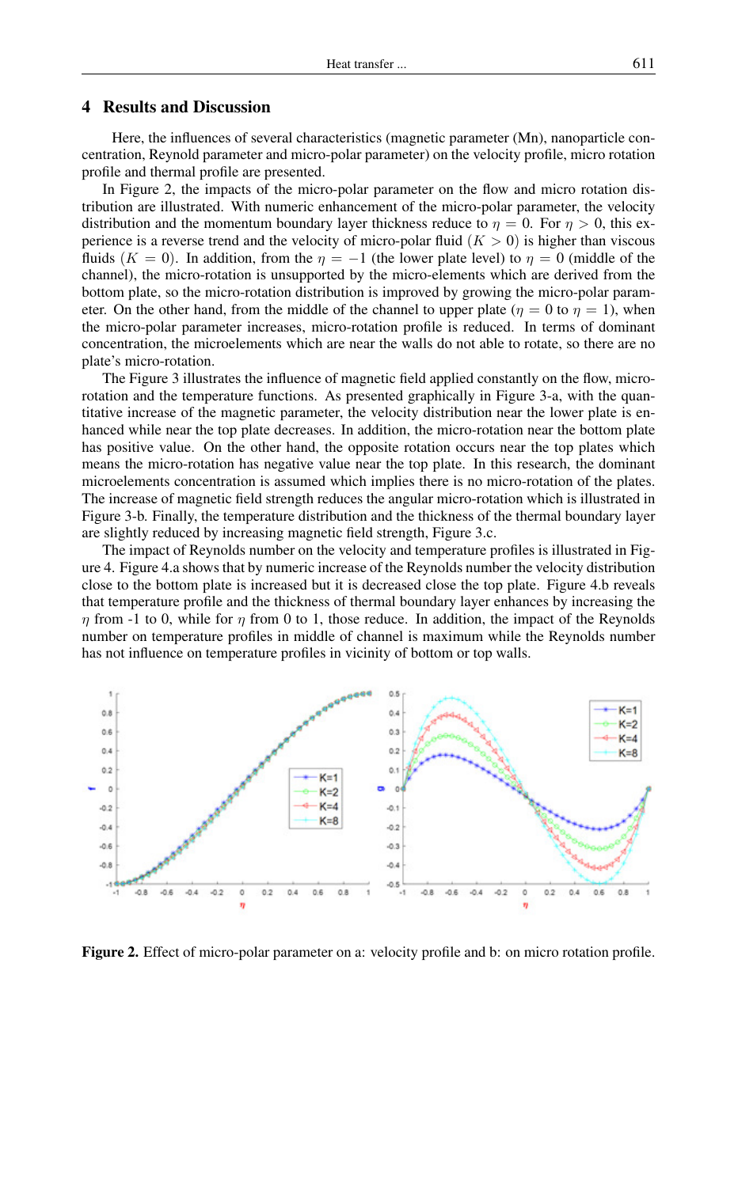## 4 Results and Discussion

Here, the influences of several characteristics (magnetic parameter (Mn), nanoparticle concentration, Reynold parameter and micro-polar parameter) on the velocity profile, micro rotation profile and thermal profile are presented.

In Figure 2, the impacts of the micro-polar parameter on the flow and micro rotation distribution are illustrated. With numeric enhancement of the micro-polar parameter, the velocity distribution and the momentum boundary layer thickness reduce to $\eta = 0$. For $\eta > 0$, this experience is a reverse trend and the velocity of micro-polar fluid ($K > 0$) is higher than viscous fluids ($K = 0$). In addition, from the $\eta = -1$ (the lower plate level) to $\eta = 0$ (middle of the channel), the micro-rotation is unsupported by the micro-elements which are derived from the bottom plate, so the micro-rotation distribution is improved by growing the micro-polar parameter. On the other hand, from the middle of the channel to upper plate ($\eta = 0$ to $\eta = 1$), when the micro-polar parameter increases, micro-rotation profile is reduced. In terms of dominant concentration, the microelements which are near the walls do not able to rotate, so there are no plate's micro-rotation.

The Figure 3 illustrates the influence of magnetic field applied constantly on the flow, micro-rotation and the temperature functions. As presented graphically in Figure 3-a, with the quantitative increase of the magnetic parameter, the velocity distribution near the lower plate is enhanced while near the top plate decreases. In addition, the micro-rotation near the bottom plate has positive value. On the other hand, the opposite rotation occurs near the top plates which means the micro-rotation has negative value near the top plate. In this research, the dominant microelements concentration is assumed which implies there is no micro-rotation of the plates. The increase of magnetic field strength reduces the angular micro-rotation which is illustrated in Figure 3-b. Finally, the temperature distribution and the thickness of the thermal boundary layer are slightly reduced by increasing magnetic field strength, Figure 3.c.

The impact of Reynolds number on the velocity and temperature profiles is illustrated in Figure 4. Figure 4.a shows that by numeric increase of the Reynolds number the velocity distribution close to the bottom plate is increased but it is decreased close the top plate. Figure 4.b reveals that temperature profile and the thickness of thermal boundary layer enhances by increasing the $\eta$ from -1 to 0, while for $\eta$ from 0 to 1, those reduce. In addition, the impact of the Reynolds number on temperature profiles in middle of channel is maximum while the Reynolds number has not influence on temperature profiles in vicinity of bottom or top walls.

**Figure 2.** Effect of micro-polar parameter on a: velocity profile and b: on micro rotation profile.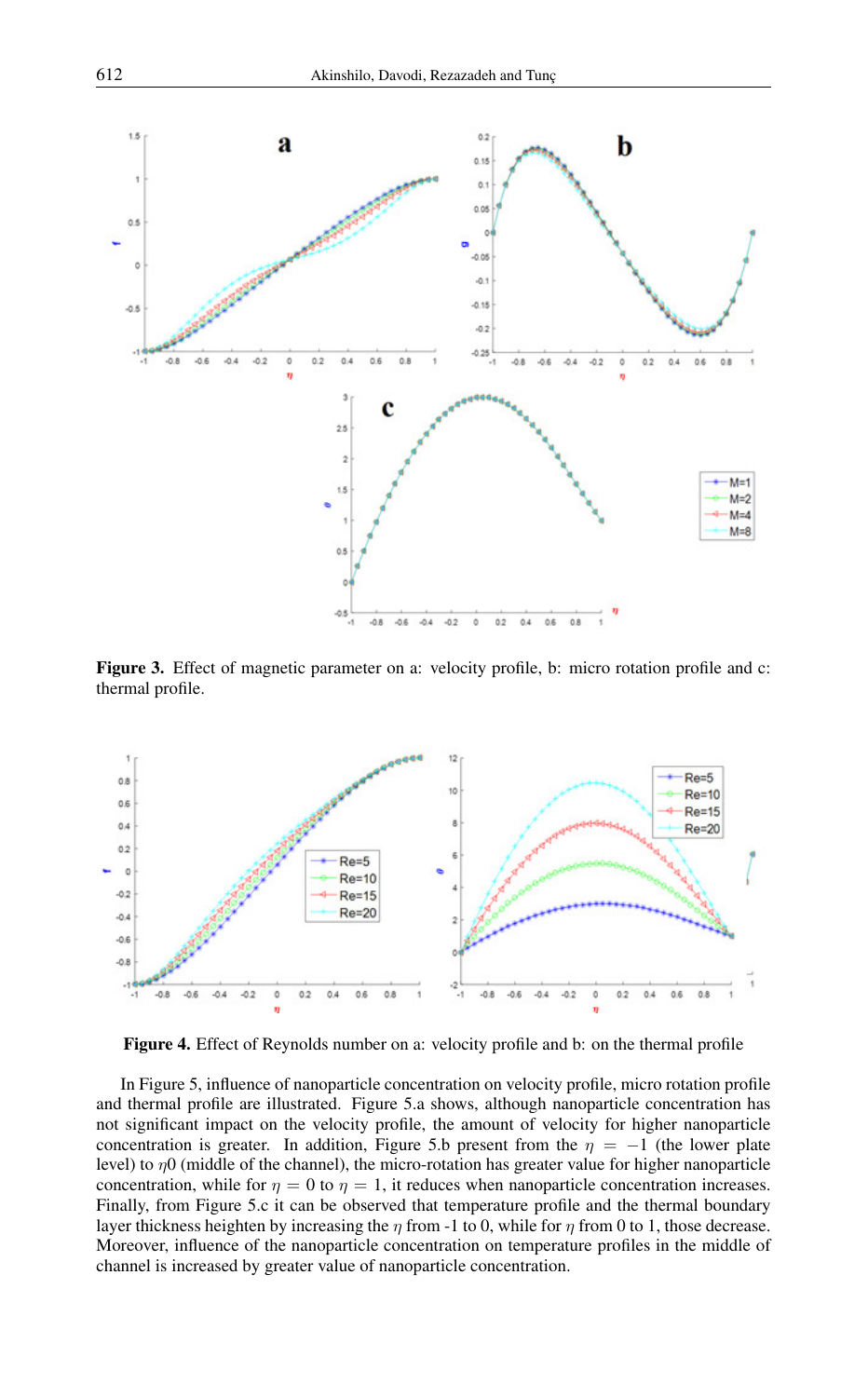Figure 3. Effect of magnetic parameter on a: velocity profile, b: micro rotation profile and c: thermal profile.

Figure 4. Effect of Reynolds number on a: velocity profile and b: on the thermal profile

In Figure 5, influence of nanoparticle concentration on velocity profile, micro rotation profile and thermal profile are illustrated. Figure 5.a shows, although nanoparticle concentration has not significant impact on the velocity profile, the amount of velocity for higher nanoparticle concentration is greater. In addition, Figure 5.b present from the $\eta = -1$ (the lower plate level) to $\eta 0$ (middle of the channel), the micro-rotation has greater value for higher nanoparticle concentration, while for $\eta = 0$ to $\eta = 1$, it reduces when nanoparticle concentration increases. Finally, from Figure 5.c it can be observed that temperature profile and the thermal boundary layer thickness heighten by increasing the $\eta$ from -1 to 0, while for $\eta$ from 0 to 1, those decrease. Moreover, influence of the nanoparticle concentration on temperature profiles in the middle of channel is increased by greater value of nanoparticle concentration.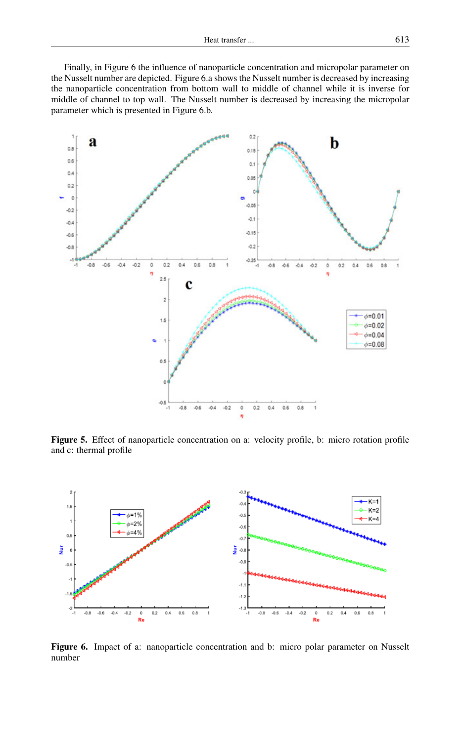Finally, in Figure 6 the influence of nanoparticle concentration and micropolar parameter on the Nusselt number are depicted. Figure 6.a shows the Nusselt number is decreased by increasing the nanoparticle concentration from bottom wall to middle of channel while it is inverse for middle of channel to top wall. The Nusselt number is decreased by increasing the micropolar parameter which is presented in Figure 6.b.

**Figure 5.** Effect of nanoparticle concentration on a: velocity profile, b: micro rotation profile and c: thermal profile

**Figure 6.** Impact of a: nanoparticle concentration and b: micro polar parameter on Nusselt number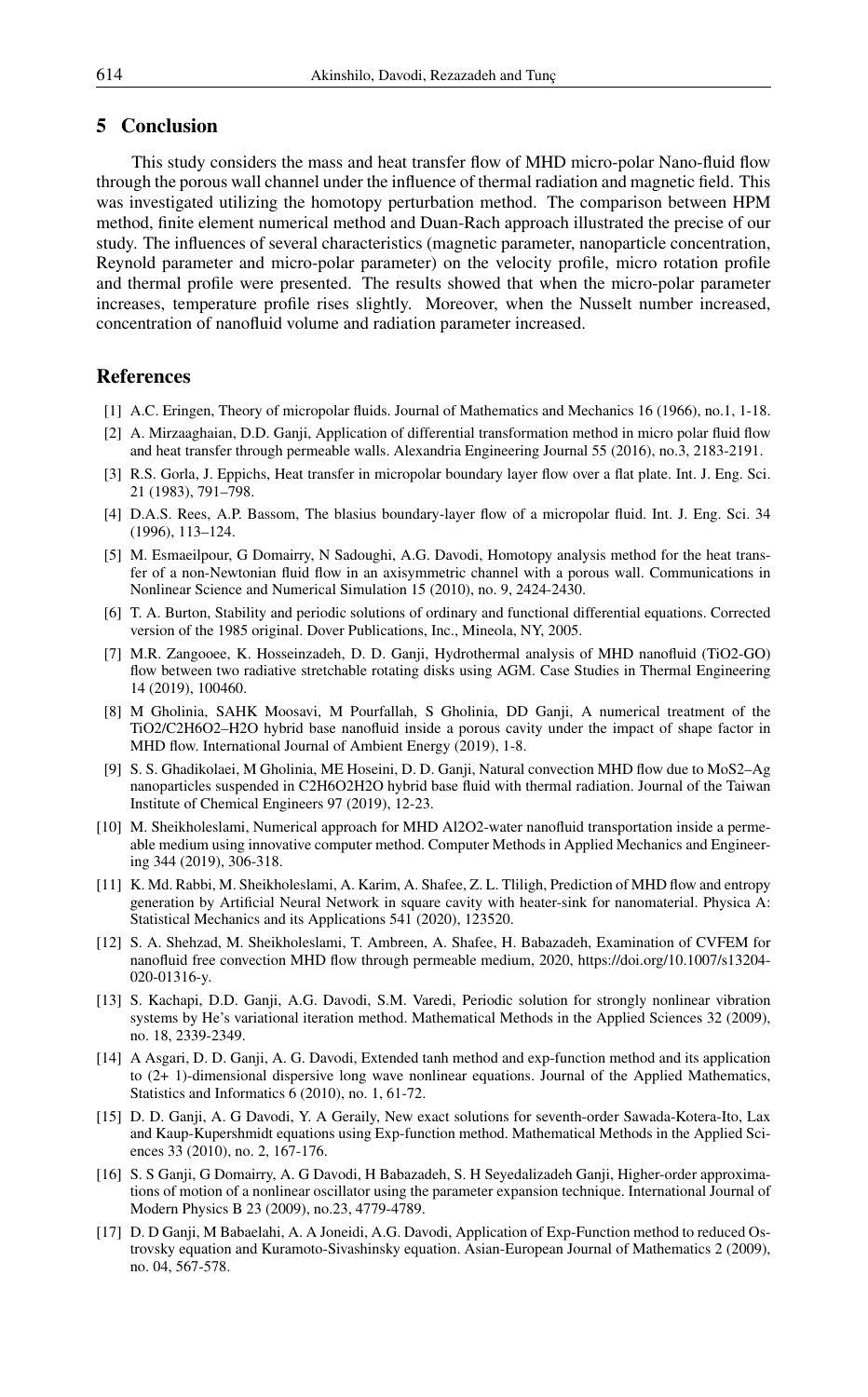## 5 Conclusion

This study considers the mass and heat transfer flow of MHD micro-polar Nano-fluid flow through the porous wall channel under the influence of thermal radiation and magnetic field. This was investigated utilizing the homotopy perturbation method. The comparison between HPM method, finite element numerical method and Duan-Rach approach illustrated the precise of our study. The influences of several characteristics (magnetic parameter, nanoparticle concentration, Reynold parameter and micro-polar parameter) on the velocity profile, micro rotation profile and thermal profile were presented. The results showed that when the micro-polar parameter increases, temperature profile rises slightly. Moreover, when the Nusselt number increased, concentration of nanofluid volume and radiation parameter increased.

## References

[1] A.C. Eringen, Theory of micropolar fluids. Journal of Mathematics and Mechanics 16 (1966), no.1, 1-18.

[2] A. Mirzaaghaian, D.D. Ganji, Application of differential transformation method in micro polar fluid flow and heat transfer through permeable walls. Alexandria Engineering Journal 55 (2016), no.3, 2183-2191.

[3] R.S. Gorla, J. Eppichs, Heat transfer in micropolar boundary layer flow over a flat plate. Int. J. Eng. Sci. 21 (1983), 791–798.

[4] D.A.S. Rees, A.P. Bassom, The blasius boundary-layer flow of a micropolar fluid. Int. J. Eng. Sci. 34 (1996), 113–124.

[5] M. Esmaeilpour, G Domairry, N Sadoughi, A.G. Davodi, Homotopy analysis method for the heat transfer of a non-Newtonian fluid flow in an axisymmetric channel with a porous wall. Communications in Nonlinear Science and Numerical Simulation 15 (2010), no. 9, 2424-2430.

[6] T. A. Burton, Stability and periodic solutions of ordinary and functional differential equations. Corrected version of the 1985 original. Dover Publications, Inc., Mineola, NY, 2005.

[7] M.R. Zangooee, K. Hosseinzadeh, D. D. Ganji, Hydrothermal analysis of MHD nanofluid (TiO2-GO) flow between two radiative stretchable rotating disks using AGM. Case Studies in Thermal Engineering 14 (2019), 100460.

[8] M Gholinia, SAHK Moosavi, M Pourfallah, S Gholinia, DD Ganji, A numerical treatment of the TiO2/C2H6O2–H2O hybrid base nanofluid inside a porous cavity under the impact of shape factor in MHD flow. International Journal of Ambient Energy (2019), 1-8.

[9] S. S. Ghadikolaei, M Gholinia, ME Hoseini, D. D. Ganji, Natural convection MHD flow due to MoS2–Ag nanoparticles suspended in C2H6O2H2O hybrid base fluid with thermal radiation. Journal of the Taiwan Institute of Chemical Engineers 97 (2019), 12-23.

[10] M. Sheikholeslami, Numerical approach for MHD Al2O2-water nanofluid transportation inside a permeable medium using innovative computer method. Computer Methods in Applied Mechanics and Engineering 344 (2019), 306-318.

[11] K. Md. Rabbi, M. Sheikholeslami, A. Karim, A. Shafee, Z. L. Tliligh, Prediction of MHD flow and entropy generation by Artificial Neural Network in square cavity with heater-sink for nanomaterial. Physica A: Statistical Mechanics and its Applications 541 (2020), 123520.

[12] S. A. Shehzad, M. Sheikholeslami, T. Ambreen, A. Shafee, H. Babazadeh, Examination of CVFEM for nanofluid free convection MHD flow through permeable medium, 2020, https://doi.org/10.1007/s13204-020-01316-y.

[13] S. Kachapi, D.D. Ganji, A.G. Davodi, S.M. Varedi, Periodic solution for strongly nonlinear vibration systems by He's variational iteration method. Mathematical Methods in the Applied Sciences 32 (2009), no. 18, 2339-2349.

[14] A Asgari, D. D. Ganji, A. G. Davodi, Extended tanh method and exp-function method and its application to (2+ 1)-dimensional dispersive long wave nonlinear equations. Journal of the Applied Mathematics, Statistics and Informatics 6 (2010), no. 1, 61-72.

[15] D. D. Ganji, A. G Davodi, Y. A Geraily, New exact solutions for seventh-order Sawada-Kotera-Ito, Lax and Kaup-Kupershmidt equations using Exp-function method. Mathematical Methods in the Applied Sciences 33 (2010), no. 2, 167-176.

[16] S. S Ganji, G Domairry, A. G Davodi, H Babazadeh, S. H Seyedalizadeh Ganji, Higher-order approximations of motion of a nonlinear oscillator using the parameter expansion technique. International Journal of Modern Physics B 23 (2009), no.23, 4779-4789.

[17] D. D Ganji, M Babaelahi, A. A Joneidi, A.G. Davodi, Application of Exp-Function method to reduced Ostrovsky equation and Kuramoto-Sivashinsky equation. Asian-European Journal of Mathematics 2 (2009), no. 04, 567-578.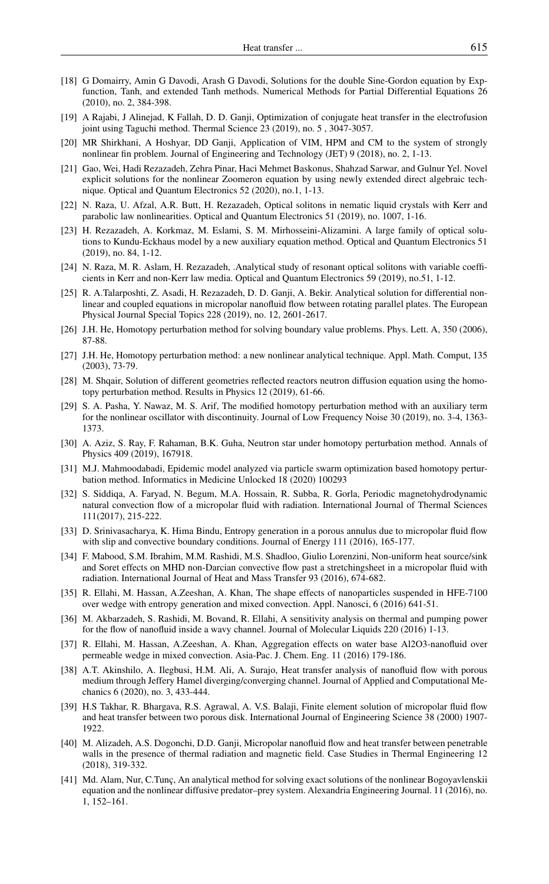[18] G Domairry, Amin G Davodi, Arash G Davodi, Solutions for the double Sine-Gordon equation by Exp-function, Tanh, and extended Tanh methods. Numerical Methods for Partial Differential Equations 26 (2010), no. 2, 384-398.

[19] A Rajabi, J Alinejad, K Fallah, D. D. Ganji, Optimization of conjugate heat transfer in the electrofusion joint using Taguchi method. Thermal Science 23 (2019), no. 5 , 3047-3057.

[20] MR Shirkhani, A Hoshyar, DD Ganji, Application of VIM, HPM and CM to the system of strongly nonlinear fin problem. Journal of Engineering and Technology (JET) 9 (2018), no. 2, 1-13.

[21] Gao, Wei, Hadi Rezazadeh, Zehra Pinar, Haci Mehmet Baskonus, Shahzad Sarwar, and Gulnur Yel. Novel explicit solutions for the nonlinear Zoomeron equation by using newly extended direct algebraic technique. Optical and Quantum Electronics 52 (2020), no.1, 1-13.

[22] N. Raza, U. Afzal, A.R. Butt, H. Rezazadeh, Optical solitons in nematic liquid crystals with Kerr and parabolic law nonlinearities. Optical and Quantum Electronics 51 (2019), no. 1007, 1-16.

[23] H. Rezazadeh, A. Korkmaz, M. Eslami, S. M. Mirhosseini-Alizamini. A large family of optical solutions to Kundu-Eckhaus model by a new auxiliary equation method. Optical and Quantum Electronics 51 (2019), no. 84, 1-12.

[24] N. Raza, M. R. Aslam, H. Rezazadeh, .Analytical study of resonant optical solitons with variable coefficients in Kerr and non-Kerr law media. Optical and Quantum Electronics 59 (2019), no.51, 1-12.

[25] R. A.Talarposhti, Z. Asadi, H. Rezazadeh, D. D. Ganji, A. Bekir. Analytical solution for differential nonlinear and coupled equations in micropolar nanofluid flow between rotating parallel plates. The European Physical Journal Special Topics 228 (2019), no. 12, 2601-2617.

[26] J.H. He, Homotopy perturbation method for solving boundary value problems. Phys. Lett. A, 350 (2006), 87-88.

[27] J.H. He, Homotopy perturbation method: a new nonlinear analytical technique. Appl. Math. Comput, 135 (2003), 73-79.

[28] M. Shqair, Solution of different geometries reflected reactors neutron diffusion equation using the homotopy perturbation method. Results in Physics 12 (2019), 61-66.

[29] S. A. Pasha, Y. Nawaz, M. S. Arif, The modified homotopy perturbation method with an auxiliary term for the nonlinear oscillator with discontinuity. Journal of Low Frequency Noise 30 (2019), no. 3-4, 1363-1373.

[30] A. Aziz, S. Ray, F. Rahaman, B.K. Guha, Neutron star under homotopy perturbation method. Annals of Physics 409 (2019), 167918.

[31] M.J. Mahmoodabadi, Epidemic model analyzed via particle swarm optimization based homotopy perturbation method. Informatics in Medicine Unlocked 18 (2020) 100293

[32] S. Siddiqa, A. Faryad, N. Begum, M.A. Hossain, R. Subba, R. Gorla, Periodic magnetohydrodynamic natural convection flow of a micropolar fluid with radiation. International Journal of Thermal Sciences 111(2017), 215-222.

[33] D. Srinivasacharya, K. Hima Bindu, Entropy generation in a porous annulus due to micropolar fluid flow with slip and convective boundary conditions. Journal of Energy 111 (2016), 165-177.

[34] F. Mabood, S.M. Ibrahim, M.M. Rashidi, M.S. Shadloo, Giulio Lorenzini, Non-uniform heat source/sink and Soret effects on MHD non-Darcian convective flow past a stretchingsheet in a micropolar fluid with radiation. International Journal of Heat and Mass Transfer 93 (2016), 674-682.

[35] R. Ellahi, M. Hassan, A.Zeeshan, A. Khan, The shape effects of nanoparticles suspended in HFE-7100 over wedge with entropy generation and mixed convection. Appl. Nanosci, 6 (2016) 641-51.

[36] M. Akbarzadeh, S. Rashidi, M. Bovand, R. Ellahi, A sensitivity analysis on thermal and pumping power for the flow of nanofluid inside a wavy channel. Journal of Molecular Liquids 220 (2016) 1-13.

[37] R. Ellahi, M. Hassan, A.Zeeshan, A. Khan, Aggregation effects on water base Al2O3-nanofluid over permeable wedge in mixed convection. Asia-Pac. J. Chem. Eng. 11 (2016) 179-186.

[38] A.T. Akinshilo, A. Ilegbusi, H.M. Ali, A. Surajo, Heat transfer analysis of nanofluid flow with porous medium through Jeffery Hamel diverging/converging channel. Journal of Applied and Computational Mechanics 6 (2020), no. 3, 433-444.

[39] H.S Takhar, R. Bhargava, R.S. Agrawal, A. V.S. Balaji, Finite element solution of micropolar fluid flow and heat transfer between two porous disk. International Journal of Engineering Science 38 (2000) 1907-1922.

[40] M. Alizadeh, A.S. Dogonchi, D.D. Ganji, Micropolar nanofluid flow and heat transfer between penetrable walls in the presence of thermal radiation and magnetic field. Case Studies in Thermal Engineering 12 (2018), 319-332.

[41] Md. Alam, Nur, C.Tunç, An analytical method for solving exact solutions of the nonlinear Bogoyavlenskii equation and the nonlinear diffusive predator–prey system. Alexandria Engineering Journal. 11 (2016), no. 1, 152–161.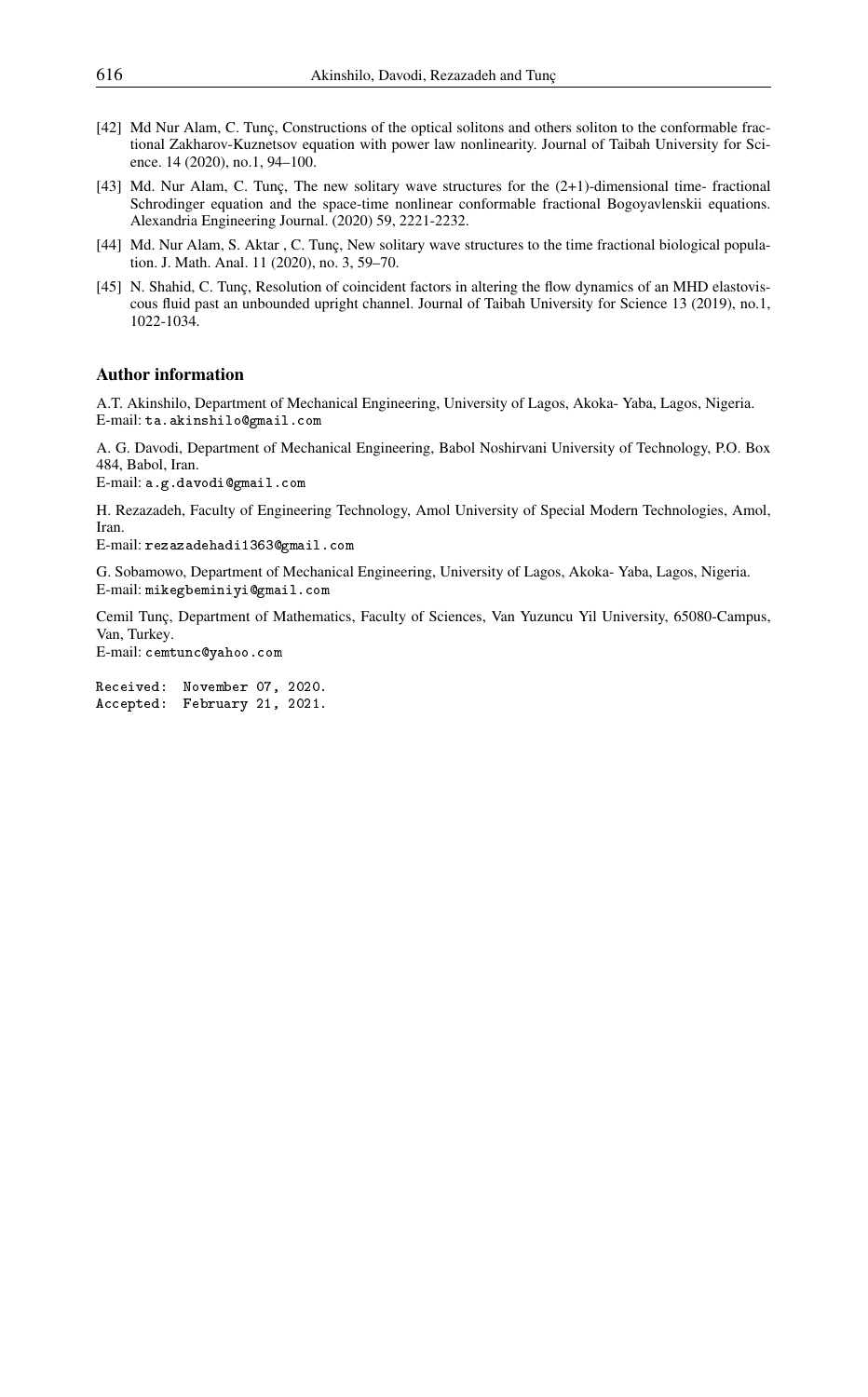[42] Md Nur Alam, C. Tunç, Constructions of the optical solitons and others soliton to the conformable fractional Zakharov-Kuznetsov equation with power law nonlinearity. Journal of Taibah University for Science. 14 (2020), no.1, 94–100.

[43] Md. Nur Alam, C. Tunç, The new solitary wave structures for the (2+1)-dimensional time- fractional Schrodinger equation and the space-time nonlinear conformable fractional Bogoyavlenskii equations. Alexandria Engineering Journal. (2020) 59, 2221-2232.

[44] Md. Nur Alam, S. Aktar , C. Tunç, New solitary wave structures to the time fractional biological population. J. Math. Anal. 11 (2020), no. 3, 59–70.

[45] N. Shahid, C. Tunç, Resolution of coincident factors in altering the flow dynamics of an MHD elastoviscous fluid past an unbounded upright channel. Journal of Taibah University for Science 13 (2019), no.1, 1022-1034.

## Author information

A.T. Akinshilo, Department of Mechanical Engineering, University of Lagos, Akoka- Yaba, Lagos, Nigeria.
E-mail: ta.akinshilo@gmail.com

A. G. Davodi, Department of Mechanical Engineering, Babol Noshirvani University of Technology, P.O. Box 484, Babol, Iran.
E-mail: a.g.davodi@gmail.com

H. Rezazadeh, Faculty of Engineering Technology, Amol University of Special Modern Technologies, Amol, Iran.
E-mail: rezazadehadi1363@gmail.com

G. Sobamowo, Department of Mechanical Engineering, University of Lagos, Akoka- Yaba, Lagos, Nigeria.
E-mail: mikegbeminiyi@gmail.com

Cemil Tunç, Department of Mathematics, Faculty of Sciences, Van Yuzuncu Yil University, 65080-Campus, Van, Turkey.
E-mail: cemtunc@yahoo.com

Received: November 07, 2020.
Accepted: February 21, 2021.